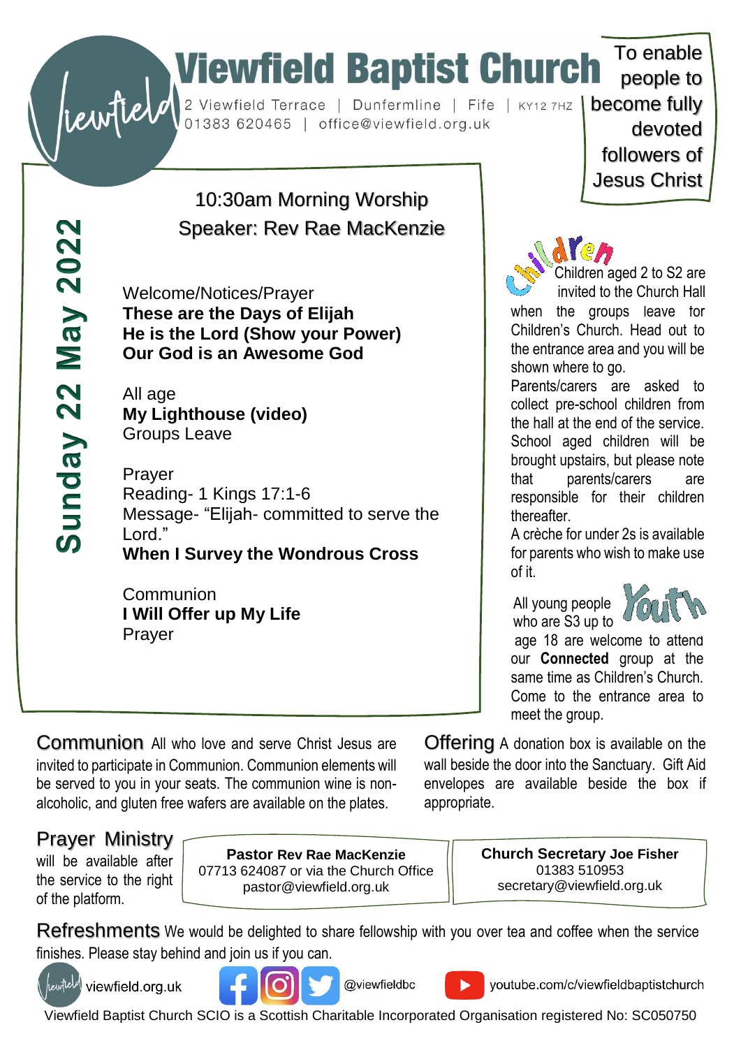# Viewfield Baptist Church

2 Viewfield Terrace | Dunfermline | Fife | KY12 7HZ
01383 620465 | office@viewfield.org.uk

To enable people to become fully devoted followers of Jesus Christ

## Sunday 22 May 2022

### 10:30am Morning Worship
### Speaker: Rev Rae MacKenzie

Welcome/Notices/Prayer
**These are the Days of Elijah**
**He is the Lord (Show your Power)**
**Our God is an Awesome God**

All age
**My Lighthouse (video)**
Groups Leave

Prayer
Reading- 1 Kings 17:1-6
Message- "Elijah- committed to serve the Lord."
**When I Survey the Wondrous Cross**

Communion
**I Will Offer up My Life**
Prayer

## Children

Children aged 2 to S2 are invited to the Church Hall when the groups leave for Children's Church. Head out to the entrance area and you will be shown where to go.

Parents/carers are asked to collect pre-school children from the hall at the end of the service. School aged children will be brought upstairs, but please note that parents/carers are responsible for their children thereafter.

A crèche for under 2s is available for parents who wish to make use of it.

## Youth

All young people who are S3 up to age 18 are welcome to attend our **Connected** group at the same time as Children's Church. Come to the entrance area to meet the group.

**Communion** All who love and serve Christ Jesus are invited to participate in Communion. Communion elements will be served to you in your seats. The communion wine is non-alcoholic, and gluten free wafers are available on the plates.

**Offering** A donation box is available on the wall beside the door into the Sanctuary. Gift Aid envelopes are available beside the box if appropriate.

**Prayer Ministry** will be available after the service to the right of the platform.

**Pastor Rev Rae MacKenzie**
07713 624087 or via the Church Office
pastor@viewfield.org.uk

**Church Secretary Joe Fisher**
01383 510953
secretary@viewfield.org.uk

**Refreshments** We would be delighted to share fellowship with you over tea and coffee when the service finishes. Please stay behind and join us if you can.

viewfield.org.uk | @viewfieldbc | youtube.com/c/viewfieldbaptistchurch

Viewfield Baptist Church SCIO is a Scottish Charitable Incorporated Organisation registered No: SC050750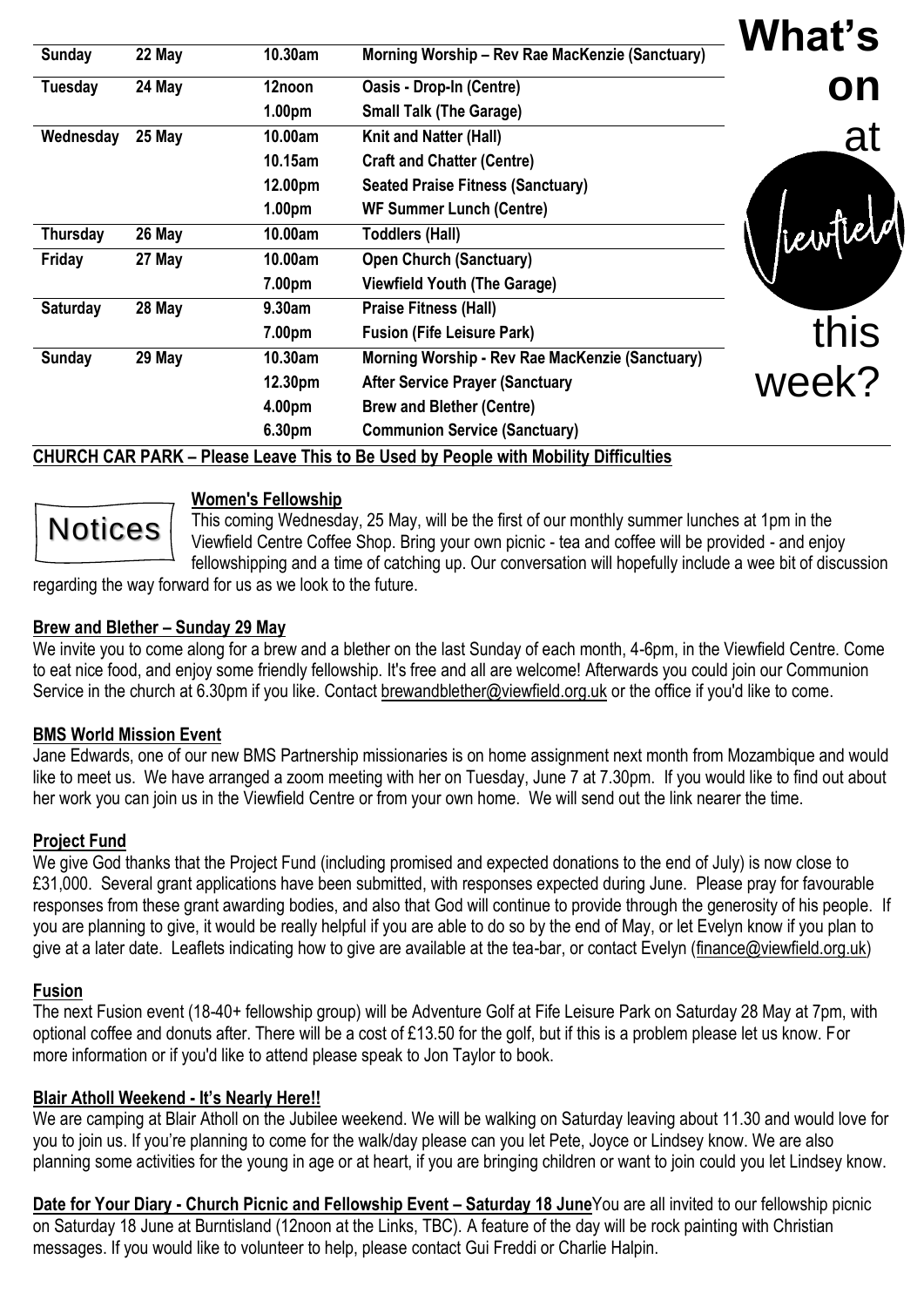# What's on at Viewfield this week?

| | | | |
|---|---|---|---|
| **Sunday** | **22 May** | **10.30am** | **Morning Worship – Rev Rae MacKenzie (Sanctuary)** |
| **Tuesday** | **24 May** | **12noon** | **Oasis - Drop-In (Centre)** |
| | | **1.00pm** | **Small Talk (The Garage)** |
| **Wednesday** | **25 May** | **10.00am** | **Knit and Natter (Hall)** |
| | | **10.15am** | **Craft and Chatter (Centre)** |
| | | **12.00pm** | **Seated Praise Fitness (Sanctuary)** |
| | | **1.00pm** | **WF Summer Lunch (Centre)** |
| **Thursday** | **26 May** | **10.00am** | **Toddlers (Hall)** |
| **Friday** | **27 May** | **10.00am** | **Open Church (Sanctuary)** |
| | | **7.00pm** | **Viewfield Youth (The Garage)** |
| **Saturday** | **28 May** | **9.30am** | **Praise Fitness (Hall)** |
| | | **7.00pm** | **Fusion (Fife Leisure Park)** |
| **Sunday** | **29 May** | **10.30am** | **Morning Worship - Rev Rae MacKenzie (Sanctuary)** |
| | | **12.30pm** | **After Service Prayer (Sanctuary** |
| | | **4.00pm** | **Brew and Blether (Centre)** |
| | | **6.30pm** | **Communion Service (Sanctuary)** |

**CHURCH CAR PARK – Please Leave This to Be Used by People with Mobility Difficulties**

## Notices

**Women's Fellowship**

This coming Wednesday, 25 May, will be the first of our monthly summer lunches at 1pm in the Viewfield Centre Coffee Shop. Bring your own picnic - tea and coffee will be provided - and enjoy fellowshipping and a time of catching up. Our conversation will hopefully include a wee bit of discussion regarding the way forward for us as we look to the future.

**Brew and Blether – Sunday 29 May**

We invite you to come along for a brew and a blether on the last Sunday of each month, 4-6pm, in the Viewfield Centre. Come to eat nice food, and enjoy some friendly fellowship. It's free and all are welcome! Afterwards you could join our Communion Service in the church at 6.30pm if you like. Contact brewandblether@viewfield.org.uk or the office if you'd like to come.

**BMS World Mission Event**

Jane Edwards, one of our new BMS Partnership missionaries is on home assignment next month from Mozambique and would like to meet us. We have arranged a zoom meeting with her on Tuesday, June 7 at 7.30pm. If you would like to find out about her work you can join us in the Viewfield Centre or from your own home. We will send out the link nearer the time.

**Project Fund**

We give God thanks that the Project Fund (including promised and expected donations to the end of July) is now close to £31,000. Several grant applications have been submitted, with responses expected during June. Please pray for favourable responses from these grant awarding bodies, and also that God will continue to provide through the generosity of his people. If you are planning to give, it would be really helpful if you are able to do so by the end of May, or let Evelyn know if you plan to give at a later date. Leaflets indicating how to give are available at the tea-bar, or contact Evelyn (finance@viewfield.org.uk)

**Fusion**

The next Fusion event (18-40+ fellowship group) will be Adventure Golf at Fife Leisure Park on Saturday 28 May at 7pm, with optional coffee and donuts after. There will be a cost of £13.50 for the golf, but if this is a problem please let us know. For more information or if you'd like to attend please speak to Jon Taylor to book.

**Blair Atholl Weekend - It's Nearly Here!!**

We are camping at Blair Atholl on the Jubilee weekend. We will be walking on Saturday leaving about 11.30 and would love for you to join us. If you're planning to come for the walk/day please can you let Pete, Joyce or Lindsey know. We are also planning some activities for the young in age or at heart, if you are bringing children or want to join could you let Lindsey know.

**Date for Your Diary - Church Picnic and Fellowship Event – Saturday 18 June** You are all invited to our fellowship picnic on Saturday 18 June at Burntisland (12noon at the Links, TBC). A feature of the day will be rock painting with Christian messages. If you would like to volunteer to help, please contact Gui Freddi or Charlie Halpin.